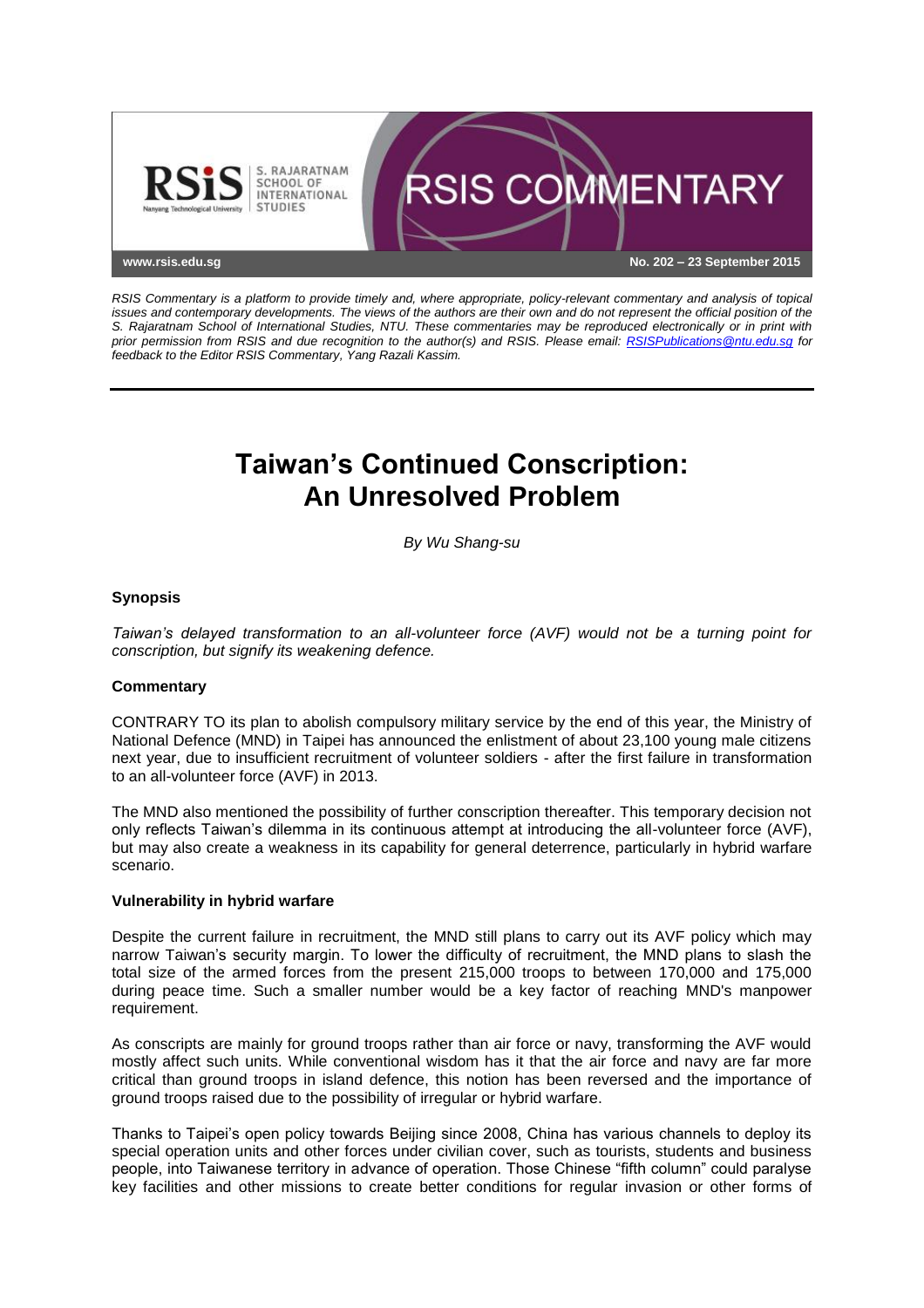RSIS COMMENTARY

www.rsis.edu.sg

No. 202 – 23 September 2015

*RSIS Commentary is a platform to provide timely and, where appropriate, policy-relevant commentary and analysis of topical issues and contemporary developments. The views of the authors are their own and do not represent the official position of the S. Rajaratnam School of International Studies, NTU. These commentaries may be reproduced electronically or in print with prior permission from RSIS and due recognition to the author(s) and RSIS. Please email: RSISPublications@ntu.edu.sg for feedback to the Editor RSIS Commentary, Yang Razali Kassim.*

---

# Taiwan's Continued Conscription: An Unresolved Problem

*By Wu Shang-su*

### Synopsis

*Taiwan's delayed transformation to an all-volunteer force (AVF) would not be a turning point for conscription, but signify its weakening defence.*

### Commentary

CONTRARY TO its plan to abolish compulsory military service by the end of this year, the Ministry of National Defence (MND) in Taipei has announced the enlistment of about 23,100 young male citizens next year, due to insufficient recruitment of volunteer soldiers - after the first failure in transformation to an all-volunteer force (AVF) in 2013.

The MND also mentioned the possibility of further conscription thereafter. This temporary decision not only reflects Taiwan's dilemma in its continuous attempt at introducing the all-volunteer force (AVF), but may also create a weakness in its capability for general deterrence, particularly in hybrid warfare scenario.

### Vulnerability in hybrid warfare

Despite the current failure in recruitment, the MND still plans to carry out its AVF policy which may narrow Taiwan's security margin. To lower the difficulty of recruitment, the MND plans to slash the total size of the armed forces from the present 215,000 troops to between 170,000 and 175,000 during peace time. Such a smaller number would be a key factor of reaching MND's manpower requirement.

As conscripts are mainly for ground troops rather than air force or navy, transforming the AVF would mostly affect such units. While conventional wisdom has it that the air force and navy are far more critical than ground troops in island defence, this notion has been reversed and the importance of ground troops raised due to the possibility of irregular or hybrid warfare.

Thanks to Taipei's open policy towards Beijing since 2008, China has various channels to deploy its special operation units and other forces under civilian cover, such as tourists, students and business people, into Taiwanese territory in advance of operation. Those Chinese "fifth column" could paralyse key facilities and other missions to create better conditions for regular invasion or other forms of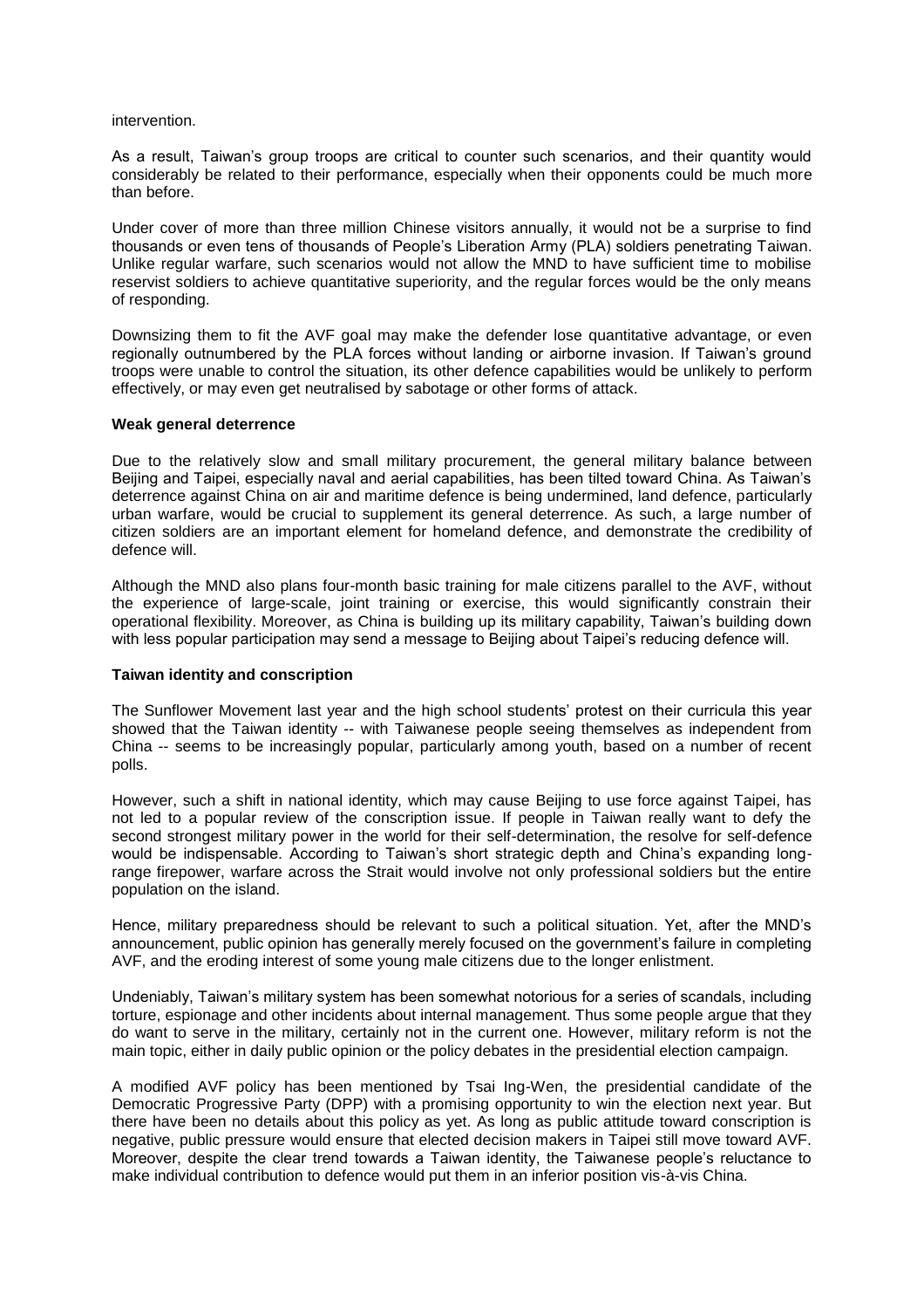intervention.

As a result, Taiwan's group troops are critical to counter such scenarios, and their quantity would considerably be related to their performance, especially when their opponents could be much more than before.

Under cover of more than three million Chinese visitors annually, it would not be a surprise to find thousands or even tens of thousands of People's Liberation Army (PLA) soldiers penetrating Taiwan. Unlike regular warfare, such scenarios would not allow the MND to have sufficient time to mobilise reservist soldiers to achieve quantitative superiority, and the regular forces would be the only means of responding.

Downsizing them to fit the AVF goal may make the defender lose quantitative advantage, or even regionally outnumbered by the PLA forces without landing or airborne invasion. If Taiwan's ground troops were unable to control the situation, its other defence capabilities would be unlikely to perform effectively, or may even get neutralised by sabotage or other forms of attack.

**Weak general deterrence**

Due to the relatively slow and small military procurement, the general military balance between Beijing and Taipei, especially naval and aerial capabilities, has been tilted toward China. As Taiwan's deterrence against China on air and maritime defence is being undermined, land defence, particularly urban warfare, would be crucial to supplement its general deterrence. As such, a large number of citizen soldiers are an important element for homeland defence, and demonstrate the credibility of defence will.

Although the MND also plans four-month basic training for male citizens parallel to the AVF, without the experience of large-scale, joint training or exercise, this would significantly constrain their operational flexibility. Moreover, as China is building up its military capability, Taiwan's building down with less popular participation may send a message to Beijing about Taipei's reducing defence will.

**Taiwan identity and conscription**

The Sunflower Movement last year and the high school students' protest on their curricula this year showed that the Taiwan identity -- with Taiwanese people seeing themselves as independent from China -- seems to be increasingly popular, particularly among youth, based on a number of recent polls.

However, such a shift in national identity, which may cause Beijing to use force against Taipei, has not led to a popular review of the conscription issue. If people in Taiwan really want to defy the second strongest military power in the world for their self-determination, the resolve for self-defence would be indispensable. According to Taiwan's short strategic depth and China's expanding long-range firepower, warfare across the Strait would involve not only professional soldiers but the entire population on the island.

Hence, military preparedness should be relevant to such a political situation. Yet, after the MND's announcement, public opinion has generally merely focused on the government's failure in completing AVF, and the eroding interest of some young male citizens due to the longer enlistment.

Undeniably, Taiwan's military system has been somewhat notorious for a series of scandals, including torture, espionage and other incidents about internal management. Thus some people argue that they do want to serve in the military, certainly not in the current one. However, military reform is not the main topic, either in daily public opinion or the policy debates in the presidential election campaign.

A modified AVF policy has been mentioned by Tsai Ing-Wen, the presidential candidate of the Democratic Progressive Party (DPP) with a promising opportunity to win the election next year. But there have been no details about this policy as yet. As long as public attitude toward conscription is negative, public pressure would ensure that elected decision makers in Taipei still move toward AVF. Moreover, despite the clear trend towards a Taiwan identity, the Taiwanese people's reluctance to make individual contribution to defence would put them in an inferior position vis-à-vis China.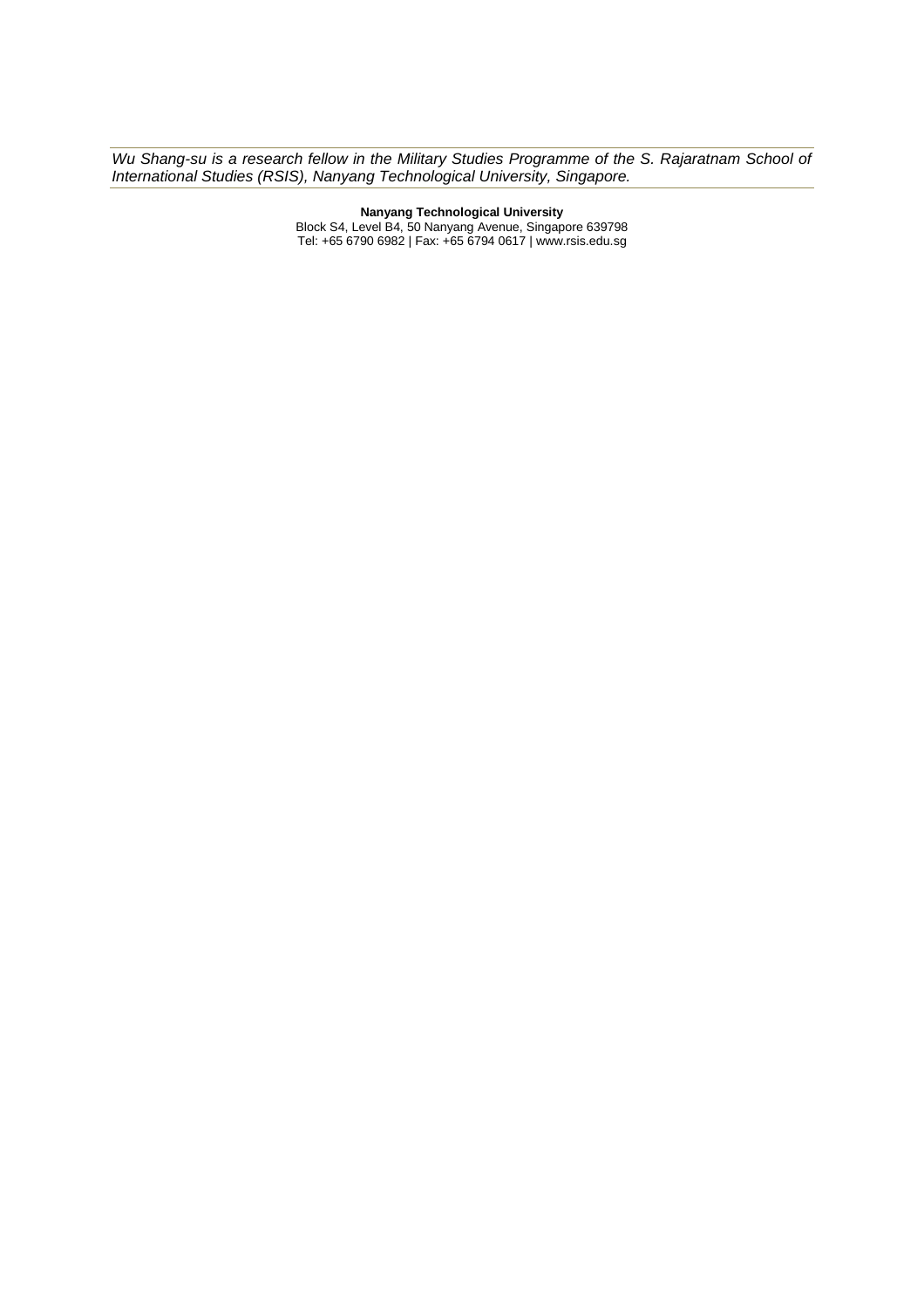---

*Wu Shang-su is a research fellow in the Military Studies Programme of the S. Rajaratnam School of International Studies (RSIS), Nanyang Technological University, Singapore.*

---

**Nanyang Technological University**
Block S4, Level B4, 50 Nanyang Avenue, Singapore 639798
Tel: +65 6790 6982 | Fax: +65 6794 0617 | www.rsis.edu.sg